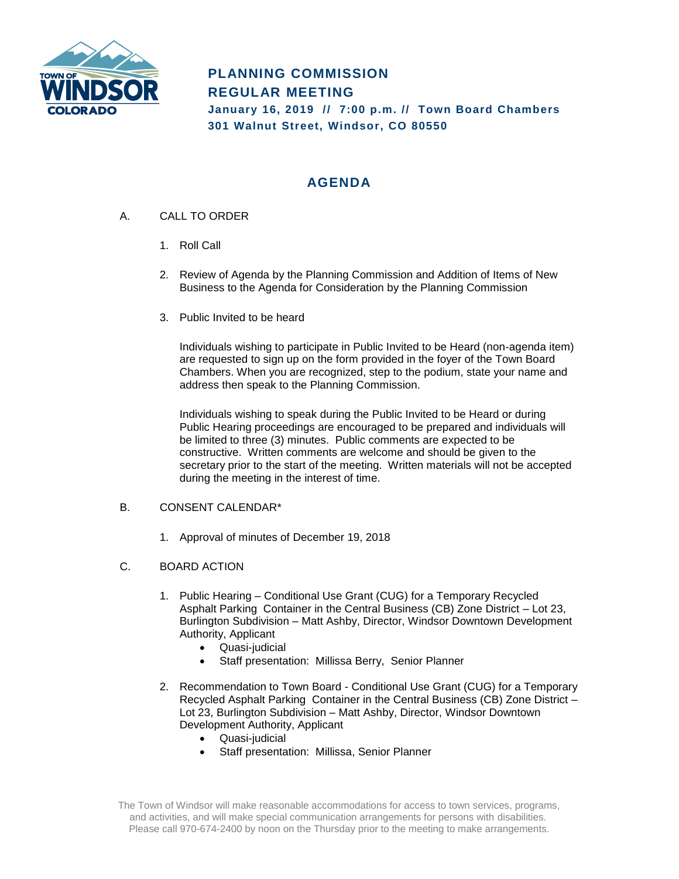# PLANNING COMMISSION
# REGULAR MEETING

**January 16, 2019 // 7:00 p.m. // Town Board Chambers**
**301 Walnut Street, Windsor, CO 80550**

## AGENDA

A. CALL TO ORDER

1. Roll Call

2. Review of Agenda by the Planning Commission and Addition of Items of New Business to the Agenda for Consideration by the Planning Commission

3. Public Invited to be heard

   Individuals wishing to participate in Public Invited to be Heard (non-agenda item) are requested to sign up on the form provided in the foyer of the Town Board Chambers. When you are recognized, step to the podium, state your name and address then speak to the Planning Commission.

   Individuals wishing to speak during the Public Invited to be Heard or during Public Hearing proceedings are encouraged to be prepared and individuals will be limited to three (3) minutes. Public comments are expected to be constructive. Written comments are welcome and should be given to the secretary prior to the start of the meeting. Written materials will not be accepted during the meeting in the interest of time.

B. CONSENT CALENDAR*

1. Approval of minutes of December 19, 2018

C. BOARD ACTION

1. Public Hearing – Conditional Use Grant (CUG) for a Temporary Recycled Asphalt Parking Container in the Central Business (CB) Zone District – Lot 23, Burlington Subdivision – Matt Ashby, Director, Windsor Downtown Development Authority, Applicant
   - Quasi-judicial
   - Staff presentation: Millissa Berry, Senior Planner

2. Recommendation to Town Board - Conditional Use Grant (CUG) for a Temporary Recycled Asphalt Parking Container in the Central Business (CB) Zone District – Lot 23, Burlington Subdivision – Matt Ashby, Director, Windsor Downtown Development Authority, Applicant
   - Quasi-judicial
   - Staff presentation: Millissa, Senior Planner

The Town of Windsor will make reasonable accommodations for access to town services, programs, and activities, and will make special communication arrangements for persons with disabilities. Please call 970-674-2400 by noon on the Thursday prior to the meeting to make arrangements.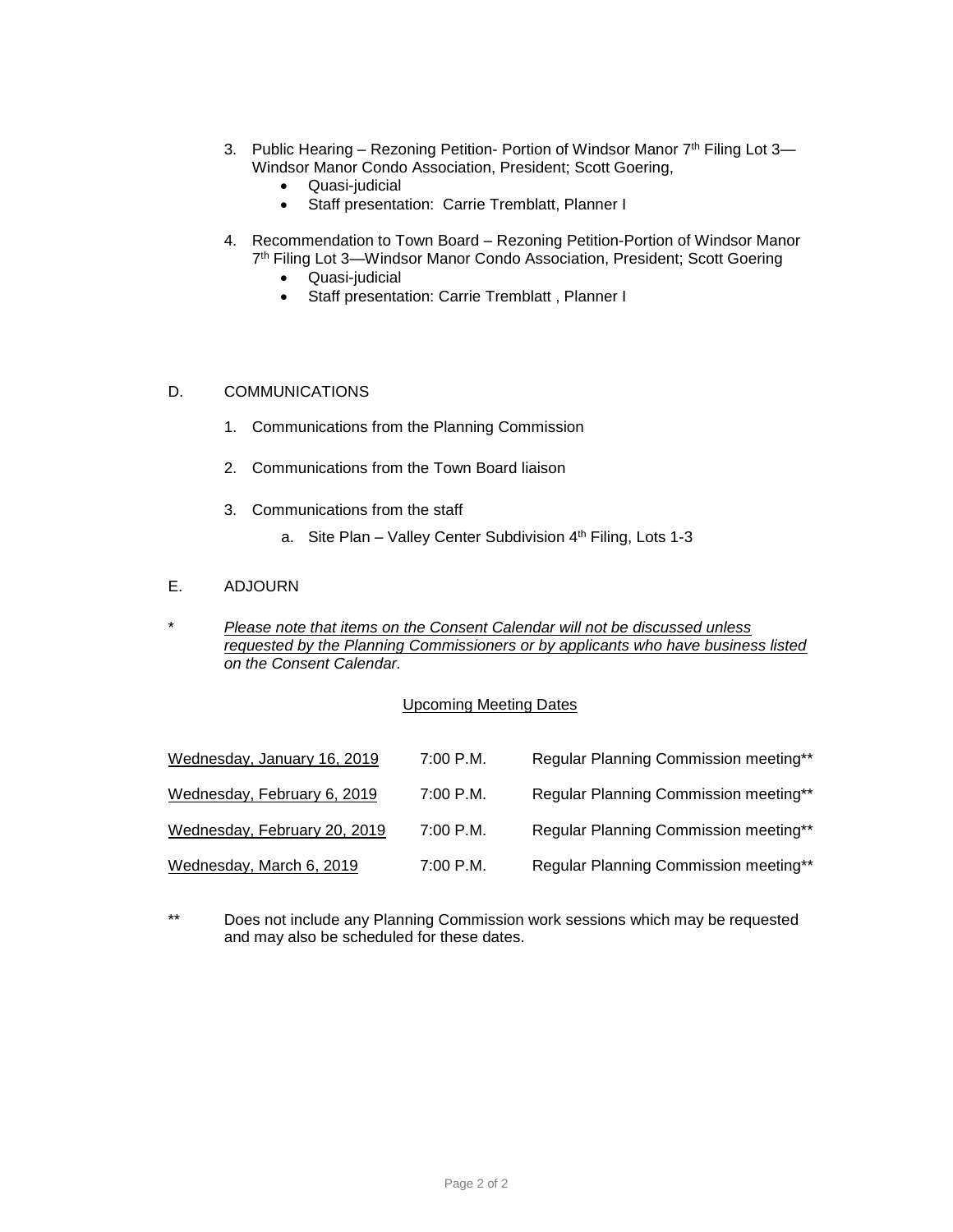3. Public Hearing – Rezoning Petition- Portion of Windsor Manor 7th Filing Lot 3—Windsor Manor Condo Association, President; Scott Goering,
    - Quasi-judicial
    - Staff presentation: Carrie Tremblatt, Planner I

4. Recommendation to Town Board – Rezoning Petition-Portion of Windsor Manor 7th Filing Lot 3—Windsor Manor Condo Association, President; Scott Goering
    - Quasi-judicial
    - Staff presentation: Carrie Tremblatt , Planner I

D. COMMUNICATIONS

1. Communications from the Planning Commission

2. Communications from the Town Board liaison

3. Communications from the staff
    a. Site Plan – Valley Center Subdivision 4th Filing, Lots 1-3

E. ADJOURN

\* *Please note that items on the Consent Calendar will not be discussed unless requested by the Planning Commissioners or by applicants who have business listed on the Consent Calendar.*

Upcoming Meeting Dates

| | | |
|---|---|---|
| Wednesday, January 16, 2019 | 7:00 P.M. | Regular Planning Commission meeting** |
| Wednesday, February 6, 2019 | 7:00 P.M. | Regular Planning Commission meeting** |
| Wednesday, February 20, 2019 | 7:00 P.M. | Regular Planning Commission meeting** |
| Wednesday, March 6, 2019 | 7:00 P.M. | Regular Planning Commission meeting** |

** Does not include any Planning Commission work sessions which may be requested and may also be scheduled for these dates.